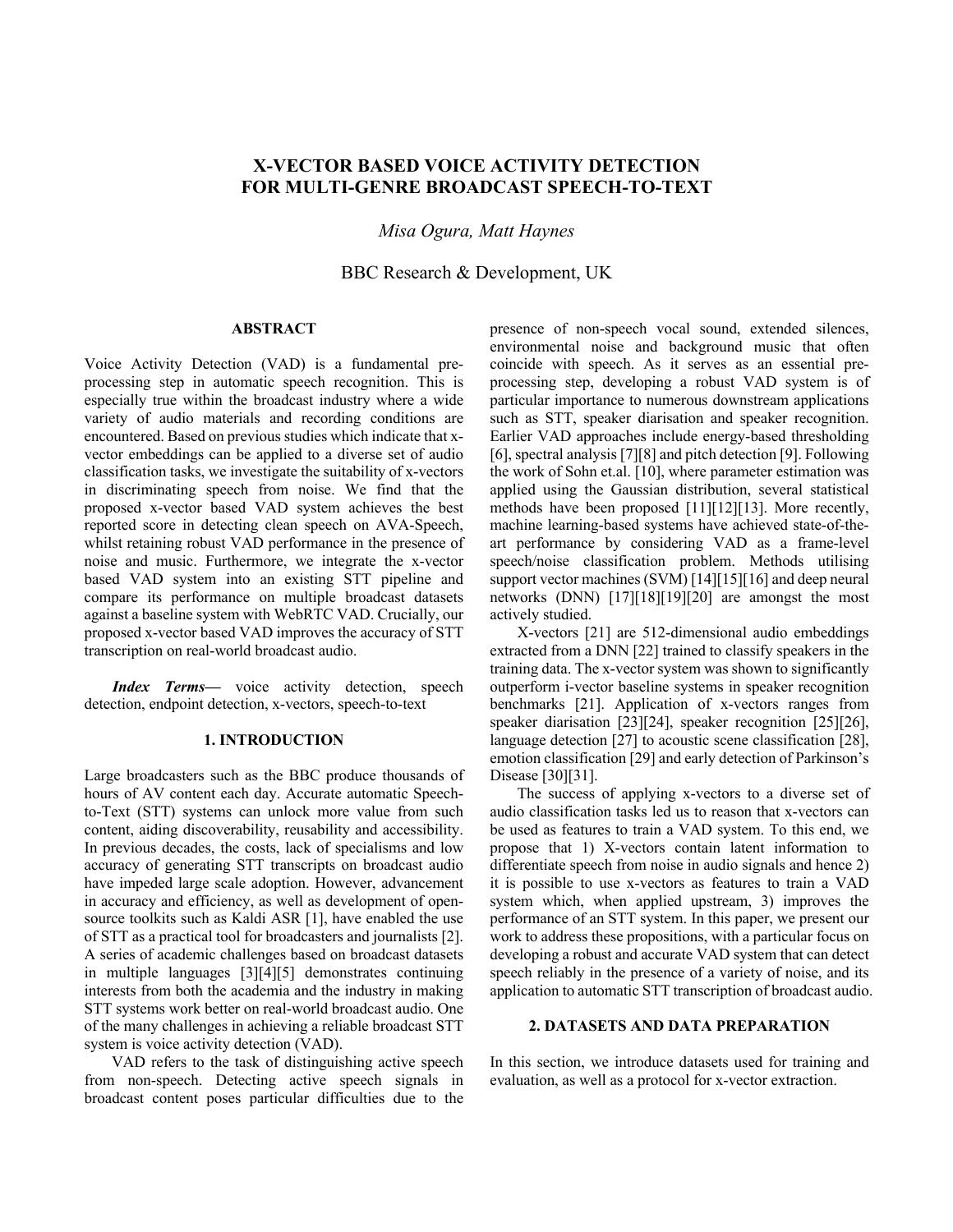# X-VECTOR BASED VOICE ACTIVITY DETECTION FOR MULTI-GENRE BROADCAST SPEECH-TO-TEXT

*Misa Ogura, Matt Haynes*

BBC Research & Development, UK

## ABSTRACT

Voice Activity Detection (VAD) is a fundamental pre-processing step in automatic speech recognition. This is especially true within the broadcast industry where a wide variety of audio materials and recording conditions are encountered. Based on previous studies which indicate that x-vector embeddings can be applied to a diverse set of audio classification tasks, we investigate the suitability of x-vectors in discriminating speech from noise. We find that the proposed x-vector based VAD system achieves the best reported score in detecting clean speech on AVA-Speech, whilst retaining robust VAD performance in the presence of noise and music. Furthermore, we integrate the x-vector based VAD system into an existing STT pipeline and compare its performance on multiple broadcast datasets against a baseline system with WebRTC VAD. Crucially, our proposed x-vector based VAD improves the accuracy of STT transcription on real-world broadcast audio.

***Index Terms*—** voice activity detection, speech detection, endpoint detection, x-vectors, speech-to-text

## 1. INTRODUCTION

Large broadcasters such as the BBC produce thousands of hours of AV content each day. Accurate automatic Speech-to-Text (STT) systems can unlock more value from such content, aiding discoverability, reusability and accessibility. In previous decades, the costs, lack of specialisms and low accuracy of generating STT transcripts on broadcast audio have impeded large scale adoption. However, advancement in accuracy and efficiency, as well as development of open-source toolkits such as Kaldi ASR [1], have enabled the use of STT as a practical tool for broadcasters and journalists [2]. A series of academic challenges based on broadcast datasets in multiple languages [3][4][5] demonstrates continuing interests from both the academia and the industry in making STT systems work better on real-world broadcast audio. One of the many challenges in achieving a reliable broadcast STT system is voice activity detection (VAD).

VAD refers to the task of distinguishing active speech from non-speech. Detecting active speech signals in broadcast content poses particular difficulties due to the presence of non-speech vocal sound, extended silences, environmental noise and background music that often coincide with speech. As it serves as an essential pre-processing step, developing a robust VAD system is of particular importance to numerous downstream applications such as STT, speaker diarisation and speaker recognition. Earlier VAD approaches include energy-based thresholding [6], spectral analysis [7][8] and pitch detection [9]. Following the work of Sohn et.al. [10], where parameter estimation was applied using the Gaussian distribution, several statistical methods have been proposed [11][12][13]. More recently, machine learning-based systems have achieved state-of-the-art performance by considering VAD as a frame-level speech/noise classification problem. Methods utilising support vector machines (SVM) [14][15][16] and deep neural networks (DNN) [17][18][19][20] are amongst the most actively studied.

X-vectors [21] are 512-dimensional audio embeddings extracted from a DNN [22] trained to classify speakers in the training data. The x-vector system was shown to significantly outperform i-vector baseline systems in speaker recognition benchmarks [21]. Application of x-vectors ranges from speaker diarisation [23][24], speaker recognition [25][26], language detection [27] to acoustic scene classification [28], emotion classification [29] and early detection of Parkinson's Disease [30][31].

The success of applying x-vectors to a diverse set of audio classification tasks led us to reason that x-vectors can be used as features to train a VAD system. To this end, we propose that 1) X-vectors contain latent information to differentiate speech from noise in audio signals and hence 2) it is possible to use x-vectors as features to train a VAD system which, when applied upstream, 3) improves the performance of an STT system. In this paper, we present our work to address these propositions, with a particular focus on developing a robust and accurate VAD system that can detect speech reliably in the presence of a variety of noise, and its application to automatic STT transcription of broadcast audio.

## 2. DATASETS AND DATA PREPARATION

In this section, we introduce datasets used for training and evaluation, as well as a protocol for x-vector extraction.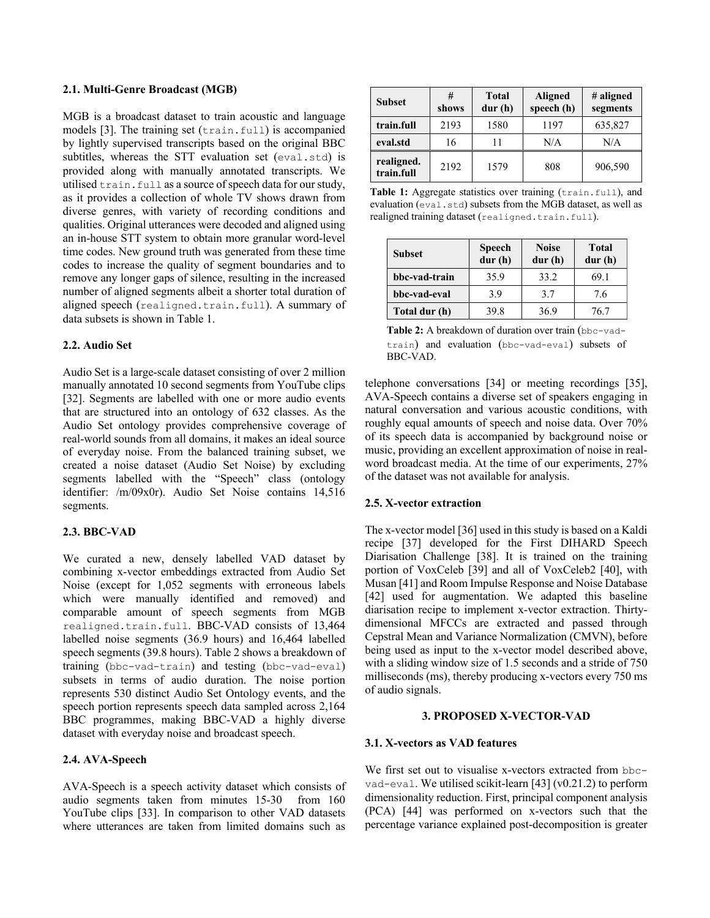### 2.1. Multi-Genre Broadcast (MGB)

MGB is a broadcast dataset to train acoustic and language models [3]. The training set (`train.full`) is accompanied by lightly supervised transcripts based on the original BBC subtitles, whereas the STT evaluation set (`eval.std`) is provided along with manually annotated transcripts. We utilised `train.full` as a source of speech data for our study, as it provides a collection of whole TV shows drawn from diverse genres, with variety of recording conditions and qualities. Original utterances were decoded and aligned using an in-house STT system to obtain more granular word-level time codes. New ground truth was generated from these time codes to increase the quality of segment boundaries and to remove any longer gaps of silence, resulting in the increased number of aligned segments albeit a shorter total duration of aligned speech (`realigned.train.full`). A summary of data subsets is shown in Table 1.

| Subset | # shows | Total dur (h) | Aligned speech (h) | # aligned segments |
|---|---|---|---|---|
| **train.full** | 2193 | 1580 | 1197 | 635,827 |
| **eval.std** | 16 | 11 | N/A | N/A |
| **realigned. train.full** | 2192 | 1579 | 808 | 906,590 |

**Table 1:** Aggregate statistics over training (`train.full`), and evaluation (`eval.std`) subsets from the MGB dataset, as well as realigned training dataset (`realigned.train.full`).

### 2.2. Audio Set

Audio Set is a large-scale dataset consisting of over 2 million manually annotated 10 second segments from YouTube clips [32]. Segments are labelled with one or more audio events that are structured into an ontology of 632 classes. As the Audio Set ontology provides comprehensive coverage of real-world sounds from all domains, it makes an ideal source of everyday noise. From the balanced training subset, we created a noise dataset (Audio Set Noise) by excluding segments labelled with the "Speech" class (ontology identifier: /m/09x0r). Audio Set Noise contains 14,516 segments.

### 2.3. BBC-VAD

We curated a new, densely labelled VAD dataset by combining x-vector embeddings extracted from Audio Set Noise (except for 1,052 segments with erroneous labels which were manually identified and removed) and comparable amount of speech segments from MGB `realigned.train.full`. BBC-VAD consists of 13,464 labelled noise segments (36.9 hours) and 16,464 labelled speech segments (39.8 hours). Table 2 shows a breakdown of training (`bbc-vad-train`) and testing (`bbc-vad-eval`) subsets in terms of audio duration. The noise portion represents 530 distinct Audio Set Ontology events, and the speech portion represents speech data sampled across 2,164 BBC programmes, making BBC-VAD a highly diverse dataset with everyday noise and broadcast speech.

| Subset | Speech dur (h) | Noise dur (h) | Total dur (h) |
|---|---|---|---|
| **bbc-vad-train** | 35.9 | 33.2 | 69.1 |
| **bbc-vad-eval** | 3.9 | 3.7 | 7.6 |
| **Total dur (h)** | 39.8 | 36.9 | 76.7 |

**Table 2:** A breakdown of duration over train (`bbc-vad-train`) and evaluation (`bbc-vad-eval`) subsets of BBC-VAD.

### 2.4. AVA-Speech

AVA-Speech is a speech activity dataset which consists of audio segments taken from minutes 15-30 from 160 YouTube clips [33]. In comparison to other VAD datasets where utterances are taken from limited domains such as telephone conversations [34] or meeting recordings [35], AVA-Speech contains a diverse set of speakers engaging in natural conversation and various acoustic conditions, with roughly equal amounts of speech and noise data. Over 70% of its speech data is accompanied by background noise or music, providing an excellent approximation of noise in real-word broadcast media. At the time of our experiments, 27% of the dataset was not available for analysis.

### 2.5. X-vector extraction

The x-vector model [36] used in this study is based on a Kaldi recipe [37] developed for the First DIHARD Speech Diarisation Challenge [38]. It is trained on the training portion of VoxCeleb [39] and all of VoxCeleb2 [40], with Musan [41] and Room Impulse Response and Noise Database [42] used for augmentation. We adapted this baseline diarisation recipe to implement x-vector extraction. Thirty-dimensional MFCCs are extracted and passed through Cepstral Mean and Variance Normalization (CMVN), before being used as input to the x-vector model described above, with a sliding window size of 1.5 seconds and a stride of 750 milliseconds (ms), thereby producing x-vectors every 750 ms of audio signals.

## 3. PROPOSED X-VECTOR-VAD

### 3.1. X-vectors as VAD features

We first set out to visualise x-vectors extracted from `bbc-vad-eval`. We utilised scikit-learn [43] (v0.21.2) to perform dimensionality reduction. First, principal component analysis (PCA) [44] was performed on x-vectors such that the percentage variance explained post-decomposition is greater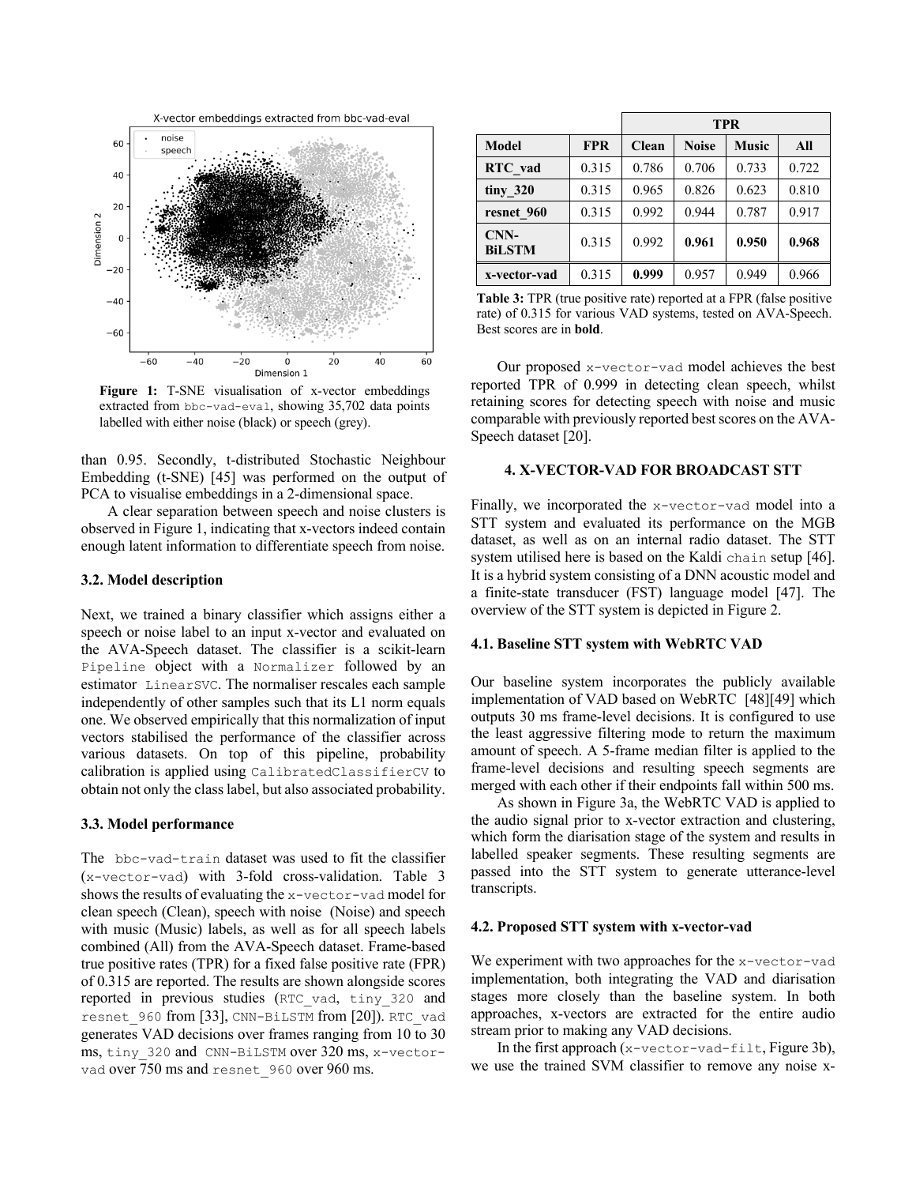Figure 1: T-SNE visualisation of x-vector embeddings extracted from `bbc-vad-eval`, showing 35,702 data points labelled with either noise (black) or speech (grey).

than 0.95. Secondly, t-distributed Stochastic Neighbour Embedding (t-SNE) [45] was performed on the output of PCA to visualise embeddings in a 2-dimensional space.

A clear separation between speech and noise clusters is observed in Figure 1, indicating that x-vectors indeed contain enough latent information to differentiate speech from noise.

### 3.2. Model description

Next, we trained a binary classifier which assigns either a speech or noise label to an input x-vector and evaluated on the AVA-Speech dataset. The classifier is a scikit-learn `Pipeline` object with a `Normalizer` followed by an estimator `LinearSVC`. The normaliser rescales each sample independently of other samples such that its L1 norm equals one. We observed empirically that this normalization of input vectors stabilised the performance of the classifier across various datasets. On top of this pipeline, probability calibration is applied using `CalibratedClassifierCV` to obtain not only the class label, but also associated probability.

### 3.3. Model performance

The `bbc-vad-train` dataset was used to fit the classifier (`x-vector-vad`) with 3-fold cross-validation. Table 3 shows the results of evaluating the `x-vector-vad` model for clean speech (Clean), speech with noise (Noise) and speech with music (Music) labels, as well as for all speech labels combined (All) from the AVA-Speech dataset. Frame-based true positive rates (TPR) for a fixed false positive rate (FPR) of 0.315 are reported. The results are shown alongside scores reported in previous studies (`RTC_vad`, `tiny_320` and `resnet_960` from [33], `CNN-BiLSTM` from [20]). `RTC_vad` generates VAD decisions over frames ranging from 10 to 30 ms, `tiny_320` and `CNN-BiLSTM` over 320 ms, `x-vector-vad` over 750 ms and `resnet_960` over 960 ms.

| | | TPR | | | |
|---|---|---|---|---|---|
| **Model** | **FPR** | **Clean** | **Noise** | **Music** | **All** |
| **RTC_vad** | 0.315 | 0.786 | 0.706 | 0.733 | 0.722 |
| **tiny_320** | 0.315 | 0.965 | 0.826 | 0.623 | 0.810 |
| **resnet_960** | 0.315 | 0.992 | 0.944 | 0.787 | 0.917 |
| **CNN-BiLSTM** | 0.315 | 0.992 | **0.961** | **0.950** | **0.968** |
| **x-vector-vad** | 0.315 | **0.999** | 0.957 | 0.949 | 0.966 |

**Table 3:** TPR (true positive rate) reported at a FPR (false positive rate) of 0.315 for various VAD systems, tested on AVA-Speech. Best scores are in **bold**.

Our proposed `x-vector-vad` model achieves the best reported TPR of 0.999 in detecting clean speech, whilst retaining scores for detecting speech with noise and music comparable with previously reported best scores on the AVA-Speech dataset [20].

## 4. X-VECTOR-VAD FOR BROADCAST STT

Finally, we incorporated the `x-vector-vad` model into a STT system and evaluated its performance on the MGB dataset, as well as on an internal radio dataset. The STT system utilised here is based on the Kaldi `chain` setup [46]. It is a hybrid system consisting of a DNN acoustic model and a finite-state transducer (FST) language model [47]. The overview of the STT system is depicted in Figure 2.

### 4.1. Baseline STT system with WebRTC VAD

Our baseline system incorporates the publicly available implementation of VAD based on WebRTC [48][49] which outputs 30 ms frame-level decisions. It is configured to use the least aggressive filtering mode to return the maximum amount of speech. A 5-frame median filter is applied to the frame-level decisions and resulting speech segments are merged with each other if their endpoints fall within 500 ms.

As shown in Figure 3a, the WebRTC VAD is applied to the audio signal prior to x-vector extraction and clustering, which form the diarisation stage of the system and results in labelled speaker segments. These resulting segments are passed into the STT system to generate utterance-level transcripts.

### 4.2. Proposed STT system with x-vector-vad

We experiment with two approaches for the `x-vector-vad` implementation, both integrating the VAD and diarisation stages more closely than the baseline system. In both approaches, x-vectors are extracted for the entire audio stream prior to making any VAD decisions.

In the first approach (`x-vector-vad-filt`, Figure 3b), we use the trained SVM classifier to remove any noise x-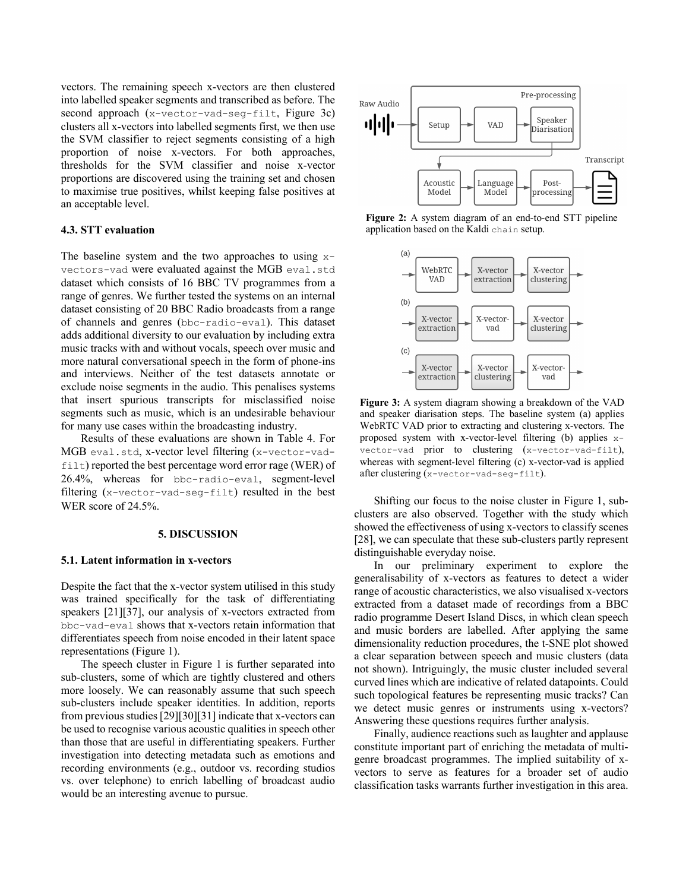vectors. The remaining speech x-vectors are then clustered into labelled speaker segments and transcribed as before. The second approach (`x-vector-vad-seg-filt`, Figure 3c) clusters all x-vectors into labelled segments first, we then use the SVM classifier to reject segments consisting of a high proportion of noise x-vectors. For both approaches, thresholds for the SVM classifier and noise x-vector proportions are discovered using the training set and chosen to maximise true positives, whilst keeping false positives at an acceptable level.

### 4.3. STT evaluation

The baseline system and the two approaches to using `x-vectors-vad` were evaluated against the MGB `eval.std` dataset which consists of 16 BBC TV programmes from a range of genres. We further tested the systems on an internal dataset consisting of 20 BBC Radio broadcasts from a range of channels and genres (`bbc-radio-eval`). This dataset adds additional diversity to our evaluation by including extra music tracks with and without vocals, speech over music and more natural conversational speech in the form of phone-ins and interviews. Neither of the test datasets annotate or exclude noise segments in the audio. This penalises systems that insert spurious transcripts for misclassified noise segments such as music, which is an undesirable behaviour for many use cases within the broadcasting industry.

Results of these evaluations are shown in Table 4. For MGB `eval.std`, x-vector level filtering (`x-vector-vad-filt`) reported the best percentage word error rage (WER) of 26.4%, whereas for `bbc-radio-eval`, segment-level filtering (`x-vector-vad-seg-filt`) resulted in the best WER score of 24.5%.

## 5. DISCUSSION

### 5.1. Latent information in x-vectors

Despite the fact that the x-vector system utilised in this study was trained specifically for the task of differentiating speakers [21][37], our analysis of x-vectors extracted from `bbc-vad-eval` shows that x-vectors retain information that differentiates speech from noise encoded in their latent space representations (Figure 1).

The speech cluster in Figure 1 is further separated into sub-clusters, some of which are tightly clustered and others more loosely. We can reasonably assume that such speech sub-clusters include speaker identities. In addition, reports from previous studies [29][30][31] indicate that x-vectors can be used to recognise various acoustic qualities in speech other than those that are useful in differentiating speakers. Further investigation into detecting metadata such as emotions and recording environments (e.g., outdoor vs. recording studios vs. over telephone) to enrich labelling of broadcast audio would be an interesting avenue to pursue.

**Figure 2:** A system diagram of an end-to-end STT pipeline application based on the Kaldi `chain` setup.

**Figure 3:** A system diagram showing a breakdown of the VAD and speaker diarisation steps. The baseline system (a) applies WebRTC VAD prior to extracting and clustering x-vectors. The proposed system with x-vector-level filtering (b) applies `x-vector-vad` prior to clustering (`x-vector-vad-filt`), whereas with segment-level filtering (c) x-vector-vad is applied after clustering (`x-vector-vad-seg-filt`).

Shifting our focus to the noise cluster in Figure 1, sub-clusters are also observed. Together with the study which showed the effectiveness of using x-vectors to classify scenes [28], we can speculate that these sub-clusters partly represent distinguishable everyday noise.

In our preliminary experiment to explore the generalisability of x-vectors as features to detect a wider range of acoustic characteristics, we also visualised x-vectors extracted from a dataset made of recordings from a BBC radio programme Desert Island Discs, in which clean speech and music borders are labelled. After applying the same dimensionality reduction procedures, the t-SNE plot showed a clear separation between speech and music clusters (data not shown). Intriguingly, the music cluster included several curved lines which are indicative of related datapoints. Could such topological features be representing music tracks? Can we detect music genres or instruments using x-vectors? Answering these questions requires further analysis.

Finally, audience reactions such as laughter and applause constitute important part of enriching the metadata of multi-genre broadcast programmes. The implied suitability of x-vectors to serve as features for a broader set of audio classification tasks warrants further investigation in this area.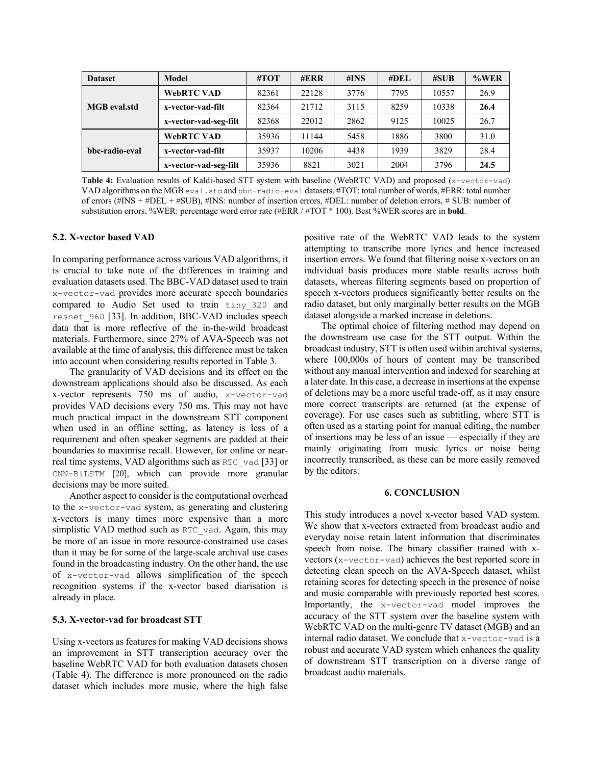| Dataset | Model | #TOT | #ERR | #INS | #DEL | #SUB | %WER |
|---|---|---|---|---|---|---|---|
| MGB eval.std | WebRTC VAD | 82361 | 22128 | 3776 | 7795 | 10557 | 26.9 |
| | x-vector-vad-filt | 82364 | 21712 | 3115 | 8259 | 10338 | **26.4** |
| | x-vector-vad-seg-filt | 82368 | 22012 | 2862 | 9125 | 10025 | 26.7 |
| bbc-radio-eval | WebRTC VAD | 35936 | 11144 | 5458 | 1886 | 3800 | 31.0 |
| | x-vector-vad-filt | 35937 | 10206 | 4438 | 1939 | 3829 | 28.4 |
| | x-vector-vad-seg-filt | 35936 | 8821 | 3021 | 2004 | 3796 | **24.5** |

**Table 4:** Evaluation results of Kaldi-based STT system with baseline (WebRTC VAD) and proposed (`x-vector-vad`) VAD algorithms on the MGB `eval.std` and `bbc-radio-eval` datasets. #TOT: total number of words, #ERR: total number of errors (#INS + #DEL + #SUB), #INS: number of insertion errors, #DEL: number of deletion errors, # SUB: number of substitution errors, %WER: percentage word error rate (#ERR / #TOT * 100). Best %WER scores are in **bold**.

### 5.2. X-vector based VAD

In comparing performance across various VAD algorithms, it is crucial to take note of the differences in training and evaluation datasets used. The BBC-VAD dataset used to train `x-vector-vad` provides more accurate speech boundaries compared to Audio Set used to train `tiny_320` and `resnet_960` [33]. In addition, BBC-VAD includes speech data that is more reflective of the in-the-wild broadcast materials. Furthermore, since 27% of AVA-Speech was not available at the time of analysis, this difference must be taken into account when considering results reported in Table 3.

The granularity of VAD decisions and its effect on the downstream applications should also be discussed. As each x-vector represents 750 ms of audio, `x-vector-vad` provides VAD decisions every 750 ms. This may not have much practical impact in the downstream STT component when used in an offline setting, as latency is less of a requirement and often speaker segments are padded at their boundaries to maximise recall. However, for online or near-real time systems, VAD algorithms such as `RTC_vad` [33] or `CNN-BiLSTM` [20], which can provide more granular decisions may be more suited.

Another aspect to consider is the computational overhead to the `x-vector-vad` system, as generating and clustering x-vectors is many times more expensive than a more simplistic VAD method such as `RTC_vad`. Again, this may be more of an issue in more resource-constrained use cases than it may be for some of the large-scale archival use cases found in the broadcasting industry. On the other hand, the use of `x-vector-vad` allows simplification of the speech recognition systems if the x-vector based diarisation is already in place.

### 5.3. X-vector-vad for broadcast STT

Using x-vectors as features for making VAD decisions shows an improvement in STT transcription accuracy over the baseline WebRTC VAD for both evaluation datasets chosen (Table 4). The difference is more pronounced on the radio dataset which includes more music, where the high false positive rate of the WebRTC VAD leads to the system attempting to transcribe more lyrics and hence increased insertion errors. We found that filtering noise x-vectors on an individual basis produces more stable results across both datasets, whereas filtering segments based on proportion of speech x-vectors produces significantly better results on the radio dataset, but only marginally better results on the MGB dataset alongside a marked increase in deletions.

The optimal choice of filtering method may depend on the downstream use case for the STT output. Within the broadcast industry, STT is often used within archival systems, where 100,000s of hours of content may be transcribed without any manual intervention and indexed for searching at a later date. In this case, a decrease in insertions at the expense of deletions may be a more useful trade-off, as it may ensure more correct transcripts are returned (at the expense of coverage). For use cases such as subtitling, where STT is often used as a starting point for manual editing, the number of insertions may be less of an issue — especially if they are mainly originating from music lyrics or noise being incorrectly transcribed, as these can be more easily removed by the editors.

## 6. CONCLUSION

This study introduces a novel x-vector based VAD system. We show that x-vectors extracted from broadcast audio and everyday noise retain latent information that discriminates speech from noise. The binary classifier trained with x-vectors (`x-vector-vad`) achieves the best reported score in detecting clean speech on the AVA-Speech dataset, whilst retaining scores for detecting speech in the presence of noise and music comparable with previously reported best scores. Importantly, the `x-vector-vad` model improves the accuracy of the STT system over the baseline system with WebRTC VAD on the multi-genre TV dataset (MGB) and an internal radio dataset. We conclude that `x-vector-vad` is a robust and accurate VAD system which enhances the quality of downstream STT transcription on a diverse range of broadcast audio materials.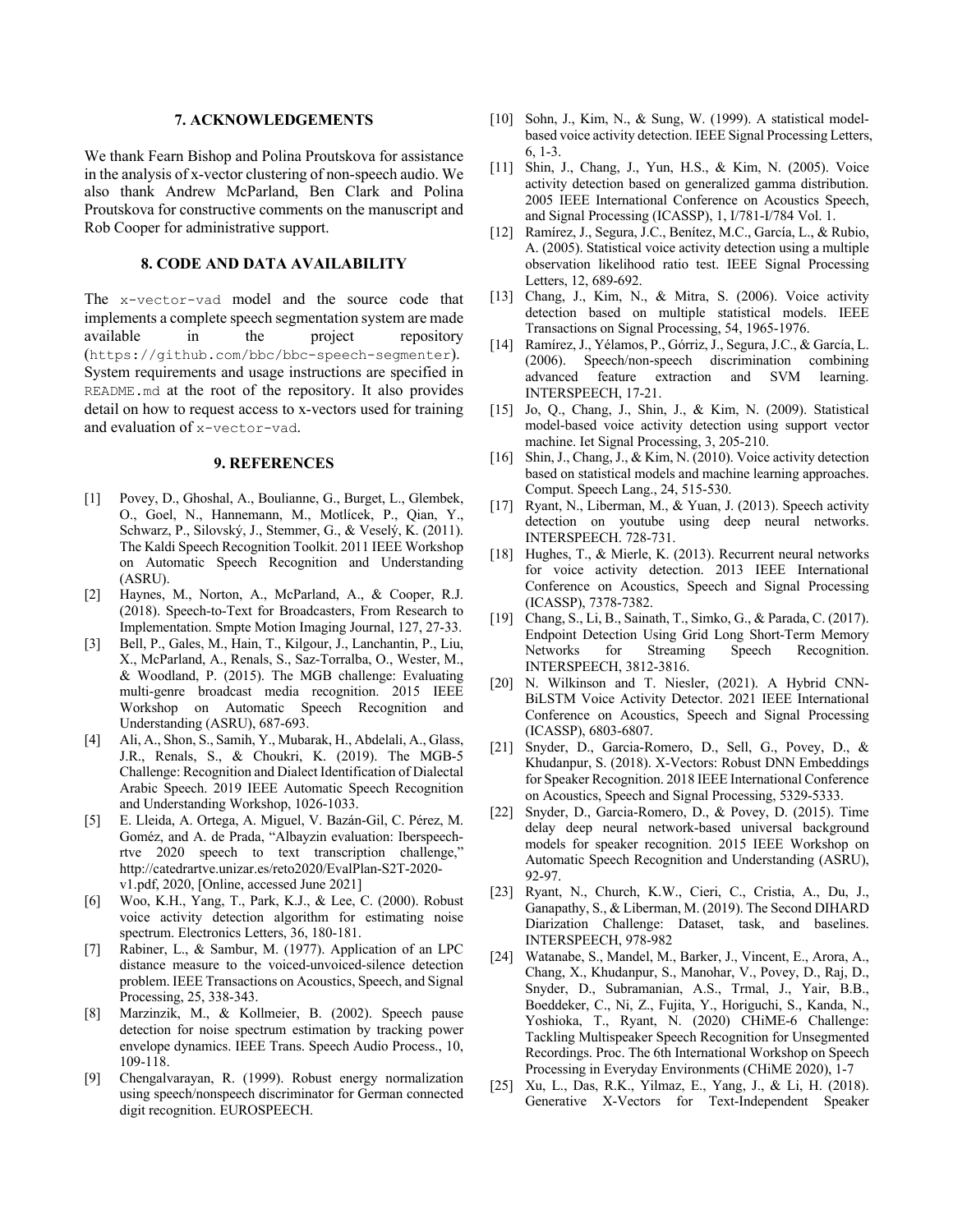## 7. ACKNOWLEDGEMENTS

We thank Fearn Bishop and Polina Proutskova for assistance in the analysis of x-vector clustering of non-speech audio. We also thank Andrew McParland, Ben Clark and Polina Proutskova for constructive comments on the manuscript and Rob Cooper for administrative support.

## 8. CODE AND DATA AVAILABILITY

The `x-vector-vad` model and the source code that implements a complete speech segmentation system are made available in the project repository (`https://github.com/bbc/bbc-speech-segmenter`). System requirements and usage instructions are specified in `README.md` at the root of the repository. It also provides detail on how to request access to x-vectors used for training and evaluation of `x-vector-vad`.

## 9. REFERENCES

[1] Povey, D., Ghoshal, A., Boulianne, G., Burget, L., Glembek, O., Goel, N., Hannemann, M., Motlícek, P., Qian, Y., Schwarz, P., Silovský, J., Stemmer, G., & Veselý, K. (2011). The Kaldi Speech Recognition Toolkit. 2011 IEEE Workshop on Automatic Speech Recognition and Understanding (ASRU).

[2] Haynes, M., Norton, A., McParland, A., & Cooper, R.J. (2018). Speech-to-Text for Broadcasters, From Research to Implementation. Smpte Motion Imaging Journal, 127, 27-33.

[3] Bell, P., Gales, M., Hain, T., Kilgour, J., Lanchantin, P., Liu, X., McParland, A., Renals, S., Saz-Torralba, O., Wester, M., & Woodland, P. (2015). The MGB challenge: Evaluating multi-genre broadcast media recognition. 2015 IEEE Workshop on Automatic Speech Recognition and Understanding (ASRU), 687-693.

[4] Ali, A., Shon, S., Samih, Y., Mubarak, H., Abdelali, A., Glass, J.R., Renals, S., & Choukri, K. (2019). The MGB-5 Challenge: Recognition and Dialect Identification of Dialectal Arabic Speech. 2019 IEEE Automatic Speech Recognition and Understanding Workshop, 1026-1033.

[5] E. Lleida, A. Ortega, A. Miguel, V. Bazán-Gil, C. Pérez, M. Goméz, and A. de Prada, "Albayzin evaluation: Iberspeech-rtve 2020 speech to text transcription challenge," http://catedrartve.unizar.es/reto2020/EvalPlan-S2T-2020-v1.pdf, 2020, [Online, accessed June 2021]

[6] Woo, K.H., Yang, T., Park, K.J., & Lee, C. (2000). Robust voice activity detection algorithm for estimating noise spectrum. Electronics Letters, 36, 180-181.

[7] Rabiner, L., & Sambur, M. (1977). Application of an LPC distance measure to the voiced-unvoiced-silence detection problem. IEEE Transactions on Acoustics, Speech, and Signal Processing, 25, 338-343.

[8] Marzinzik, M., & Kollmeier, B. (2002). Speech pause detection for noise spectrum estimation by tracking power envelope dynamics. IEEE Trans. Speech Audio Process., 10, 109-118.

[9] Chengalvarayan, R. (1999). Robust energy normalization using speech/nonspeech discriminator for German connected digit recognition. EUROSPEECH.

[10] Sohn, J., Kim, N., & Sung, W. (1999). A statistical model-based voice activity detection. IEEE Signal Processing Letters, 6, 1-3.

[11] Shin, J., Chang, J., Yun, H.S., & Kim, N. (2005). Voice activity detection based on generalized gamma distribution. 2005 IEEE International Conference on Acoustics Speech, and Signal Processing (ICASSP), 1, I/781-I/784 Vol. 1.

[12] Ramírez, J., Segura, J.C., Benítez, M.C., García, L., & Rubio, A. (2005). Statistical voice activity detection using a multiple observation likelihood ratio test. IEEE Signal Processing Letters, 12, 689-692.

[13] Chang, J., Kim, N., & Mitra, S. (2006). Voice activity detection based on multiple statistical models. IEEE Transactions on Signal Processing, 54, 1965-1976.

[14] Ramírez, J., Yélamos, P., Górriz, J., Segura, J.C., & García, L. (2006). Speech/non-speech discrimination combining advanced feature extraction and SVM learning. INTERSPEECH, 17-21.

[15] Jo, Q., Chang, J., Shin, J., & Kim, N. (2009). Statistical model-based voice activity detection using support vector machine. Iet Signal Processing, 3, 205-210.

[16] Shin, J., Chang, J., & Kim, N. (2010). Voice activity detection based on statistical models and machine learning approaches. Comput. Speech Lang., 24, 515-530.

[17] Ryant, N., Liberman, M., & Yuan, J. (2013). Speech activity detection on youtube using deep neural networks. INTERSPEECH. 728-731.

[18] Hughes, T., & Mierle, K. (2013). Recurrent neural networks for voice activity detection. 2013 IEEE International Conference on Acoustics, Speech and Signal Processing (ICASSP), 7378-7382.

[19] Chang, S., Li, B., Sainath, T., Simko, G., & Parada, C. (2017). Endpoint Detection Using Grid Long Short-Term Memory Networks for Streaming Speech Recognition. INTERSPEECH, 3812-3816.

[20] N. Wilkinson and T. Niesler, (2021). A Hybrid CNN-BiLSTM Voice Activity Detector. 2021 IEEE International Conference on Acoustics, Speech and Signal Processing (ICASSP), 6803-6807.

[21] Snyder, D., Garcia-Romero, D., Sell, G., Povey, D., & Khudanpur, S. (2018). X-Vectors: Robust DNN Embeddings for Speaker Recognition. 2018 IEEE International Conference on Acoustics, Speech and Signal Processing, 5329-5333.

[22] Snyder, D., Garcia-Romero, D., & Povey, D. (2015). Time delay deep neural network-based universal background models for speaker recognition. 2015 IEEE Workshop on Automatic Speech Recognition and Understanding (ASRU), 92-97.

[23] Ryant, N., Church, K.W., Cieri, C., Cristia, A., Du, J., Ganapathy, S., & Liberman, M. (2019). The Second DIHARD Diarization Challenge: Dataset, task, and baselines. INTERSPEECH, 978-982

[24] Watanabe, S., Mandel, M., Barker, J., Vincent, E., Arora, A., Chang, X., Khudanpur, S., Manohar, V., Povey, D., Raj, D., Snyder, D., Subramanian, A.S., Trmal, J., Yair, B.B., Boeddeker, C., Ni, Z., Fujita, Y., Horiguchi, S., Kanda, N., Yoshioka, T., Ryant, N. (2020) CHiME-6 Challenge: Tackling Multispeaker Speech Recognition for Unsegmented Recordings. Proc. The 6th International Workshop on Speech Processing in Everyday Environments (CHiME 2020), 1-7

[25] Xu, L., Das, R.K., Yilmaz, E., Yang, J., & Li, H. (2018). Generative X-Vectors for Text-Independent Speaker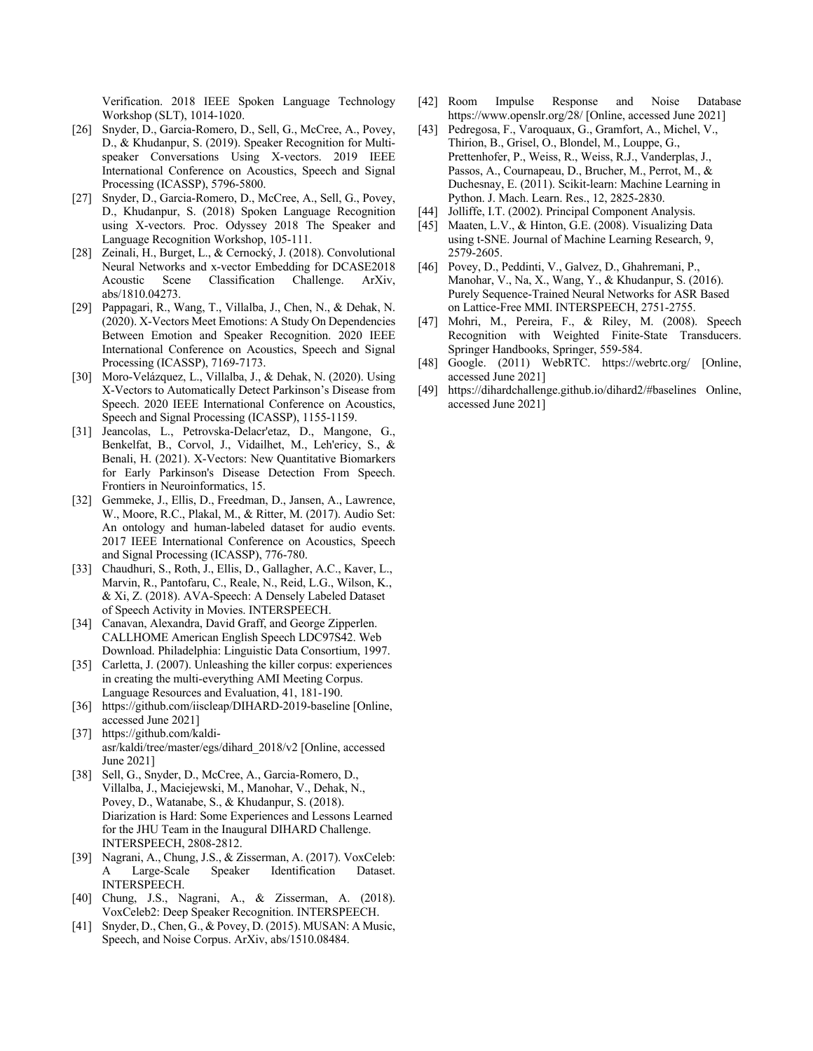Verification. 2018 IEEE Spoken Language Technology Workshop (SLT), 1014-1020.

[26] Snyder, D., Garcia-Romero, D., Sell, G., McCree, A., Povey, D., & Khudanpur, S. (2019). Speaker Recognition for Multi-speaker Conversations Using X-vectors. 2019 IEEE International Conference on Acoustics, Speech and Signal Processing (ICASSP), 5796-5800.

[27] Snyder, D., Garcia-Romero, D., McCree, A., Sell, G., Povey, D., Khudanpur, S. (2018) Spoken Language Recognition using X-vectors. Proc. Odyssey 2018 The Speaker and Language Recognition Workshop, 105-111.

[28] Zeinali, H., Burget, L., & Cernocký, J. (2018). Convolutional Neural Networks and x-vector Embedding for DCASE2018 Acoustic Scene Classification Challenge. ArXiv, abs/1810.04273.

[29] Pappagari, R., Wang, T., Villalba, J., Chen, N., & Dehak, N. (2020). X-Vectors Meet Emotions: A Study On Dependencies Between Emotion and Speaker Recognition. 2020 IEEE International Conference on Acoustics, Speech and Signal Processing (ICASSP), 7169-7173.

[30] Moro-Velázquez, L., Villalba, J., & Dehak, N. (2020). Using X-Vectors to Automatically Detect Parkinson's Disease from Speech. 2020 IEEE International Conference on Acoustics, Speech and Signal Processing (ICASSP), 1155-1159.

[31] Jeancolas, L., Petrovska-Delacr'etaz, D., Mangone, G., Benkelfat, B., Corvol, J., Vidailhet, M., Leh'ericy, S., & Benali, H. (2021). X-Vectors: New Quantitative Biomarkers for Early Parkinson's Disease Detection From Speech. Frontiers in Neuroinformatics, 15.

[32] Gemmeke, J., Ellis, D., Freedman, D., Jansen, A., Lawrence, W., Moore, R.C., Plakal, M., & Ritter, M. (2017). Audio Set: An ontology and human-labeled dataset for audio events. 2017 IEEE International Conference on Acoustics, Speech and Signal Processing (ICASSP), 776-780.

[33] Chaudhuri, S., Roth, J., Ellis, D., Gallagher, A.C., Kaver, L., Marvin, R., Pantofaru, C., Reale, N., Reid, L.G., Wilson, K., & Xi, Z. (2018). AVA-Speech: A Densely Labeled Dataset of Speech Activity in Movies. INTERSPEECH.

[34] Canavan, Alexandra, David Graff, and George Zipperlen. CALLHOME American English Speech LDC97S42. Web Download. Philadelphia: Linguistic Data Consortium, 1997.

[35] Carletta, J. (2007). Unleashing the killer corpus: experiences in creating the multi-everything AMI Meeting Corpus. Language Resources and Evaluation, 41, 181-190.

[36] https://github.com/iiscleap/DIHARD-2019-baseline [Online, accessed June 2021]

[37] https://github.com/kaldi-asr/kaldi/tree/master/egs/dihard_2018/v2 [Online, accessed June 2021]

[38] Sell, G., Snyder, D., McCree, A., Garcia-Romero, D., Villalba, J., Maciejewski, M., Manohar, V., Dehak, N., Povey, D., Watanabe, S., & Khudanpur, S. (2018). Diarization is Hard: Some Experiences and Lessons Learned for the JHU Team in the Inaugural DIHARD Challenge. INTERSPEECH, 2808-2812.

[39] Nagrani, A., Chung, J.S., & Zisserman, A. (2017). VoxCeleb: A Large-Scale Speaker Identification Dataset. INTERSPEECH.

[40] Chung, J.S., Nagrani, A., & Zisserman, A. (2018). VoxCeleb2: Deep Speaker Recognition. INTERSPEECH.

[41] Snyder, D., Chen, G., & Povey, D. (2015). MUSAN: A Music, Speech, and Noise Corpus. ArXiv, abs/1510.08484.

[42] Room Impulse Response and Noise Database https://www.openslr.org/28/ [Online, accessed June 2021]

[43] Pedregosa, F., Varoquaux, G., Gramfort, A., Michel, V., Thirion, B., Grisel, O., Blondel, M., Louppe, G., Prettenhofer, P., Weiss, R., Weiss, R.J., Vanderplas, J., Passos, A., Cournapeau, D., Brucher, M., Perrot, M., & Duchesnay, E. (2011). Scikit-learn: Machine Learning in Python. J. Mach. Learn. Res., 12, 2825-2830.

[44] Jolliffe, I.T. (2002). Principal Component Analysis.

[45] Maaten, L.V., & Hinton, G.E. (2008). Visualizing Data using t-SNE. Journal of Machine Learning Research, 9, 2579-2605.

[46] Povey, D., Peddinti, V., Galvez, D., Ghahremani, P., Manohar, V., Na, X., Wang, Y., & Khudanpur, S. (2016). Purely Sequence-Trained Neural Networks for ASR Based on Lattice-Free MMI. INTERSPEECH, 2751-2755.

[47] Mohri, M., Pereira, F., & Riley, M. (2008). Speech Recognition with Weighted Finite-State Transducers. Springer Handbooks, Springer, 559-584.

[48] Google. (2011) WebRTC. https://webrtc.org/ [Online, accessed June 2021]

[49] https://dihardchallenge.github.io/dihard2/#baselines Online, accessed June 2021]